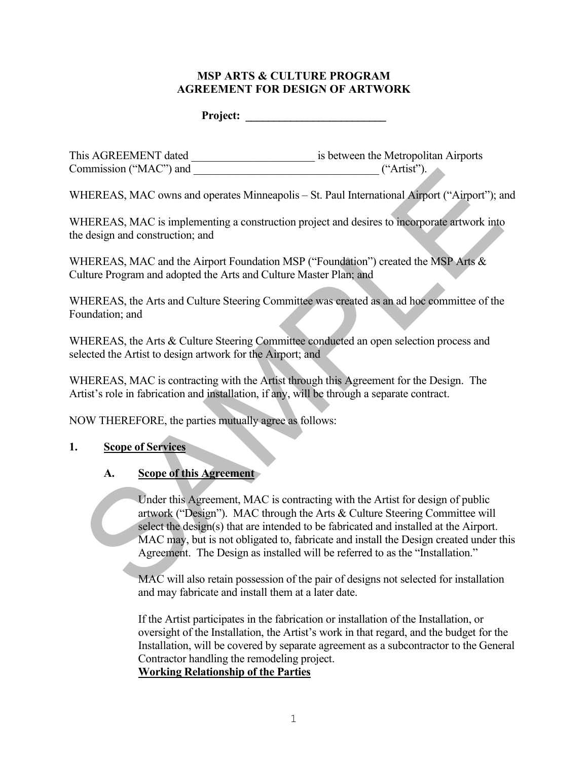**MSP ARTS & CULTURE PROGRAM**
**AGREEMENT FOR DESIGN OF ARTWORK**

**Project: _________________________**

This AGREEMENT dated ______________________ is between the Metropolitan Airports Commission ("MAC") and _________________________________ ("Artist").

WHEREAS, MAC owns and operates Minneapolis – St. Paul International Airport ("Airport"); and

WHEREAS, MAC is implementing a construction project and desires to incorporate artwork into the design and construction; and

WHEREAS, MAC and the Airport Foundation MSP ("Foundation") created the MSP Arts & Culture Program and adopted the Arts and Culture Master Plan; and

WHEREAS, the Arts and Culture Steering Committee was created as an ad hoc committee of the Foundation; and

WHEREAS, the Arts & Culture Steering Committee conducted an open selection process and selected the Artist to design artwork for the Airport; and

WHEREAS, MAC is contracting with the Artist through this Agreement for the Design. The Artist's role in fabrication and installation, if any, will be through a separate contract.

NOW THEREFORE, the parties mutually agree as follows:

## 1. Scope of Services

### A. Scope of this Agreement

Under this Agreement, MAC is contracting with the Artist for design of public artwork ("Design"). MAC through the Arts & Culture Steering Committee will select the design(s) that are intended to be fabricated and installed at the Airport. MAC may, but is not obligated to, fabricate and install the Design created under this Agreement. The Design as installed will be referred to as the "Installation."

MAC will also retain possession of the pair of designs not selected for installation and may fabricate and install them at a later date.

If the Artist participates in the fabrication or installation of the Installation, or oversight of the Installation, the Artist's work in that regard, and the budget for the Installation, will be covered by separate agreement as a subcontractor to the General Contractor handling the remodeling project.

**Working Relationship of the Parties**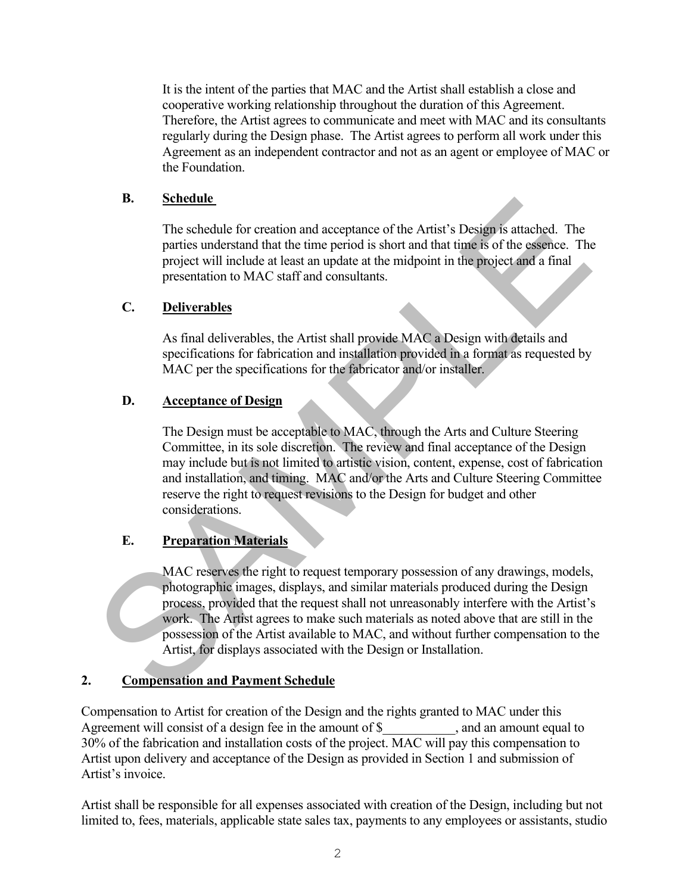It is the intent of the parties that MAC and the Artist shall establish a close and cooperative working relationship throughout the duration of this Agreement. Therefore, the Artist agrees to communicate and meet with MAC and its consultants regularly during the Design phase. The Artist agrees to perform all work under this Agreement as an independent contractor and not as an agent or employee of MAC or the Foundation.

### B. Schedule

The schedule for creation and acceptance of the Artist's Design is attached. The parties understand that the time period is short and that time is of the essence. The project will include at least an update at the midpoint in the project and a final presentation to MAC staff and consultants.

### C. Deliverables

As final deliverables, the Artist shall provide MAC a Design with details and specifications for fabrication and installation provided in a format as requested by MAC per the specifications for the fabricator and/or installer.

### D. Acceptance of Design

The Design must be acceptable to MAC, through the Arts and Culture Steering Committee, in its sole discretion. The review and final acceptance of the Design may include but is not limited to artistic vision, content, expense, cost of fabrication and installation, and timing. MAC and/or the Arts and Culture Steering Committee reserve the right to request revisions to the Design for budget and other considerations.

### E. Preparation Materials

MAC reserves the right to request temporary possession of any drawings, models, photographic images, displays, and similar materials produced during the Design process, provided that the request shall not unreasonably interfere with the Artist's work. The Artist agrees to make such materials as noted above that are still in the possession of the Artist available to MAC, and without further compensation to the Artist, for displays associated with the Design or Installation.

## 2. Compensation and Payment Schedule

Compensation to Artist for creation of the Design and the rights granted to MAC under this Agreement will consist of a design fee in the amount of $___________, and an amount equal to 30% of the fabrication and installation costs of the project. MAC will pay this compensation to Artist upon delivery and acceptance of the Design as provided in Section 1 and submission of Artist's invoice.

Artist shall be responsible for all expenses associated with creation of the Design, including but not limited to, fees, materials, applicable state sales tax, payments to any employees or assistants, studio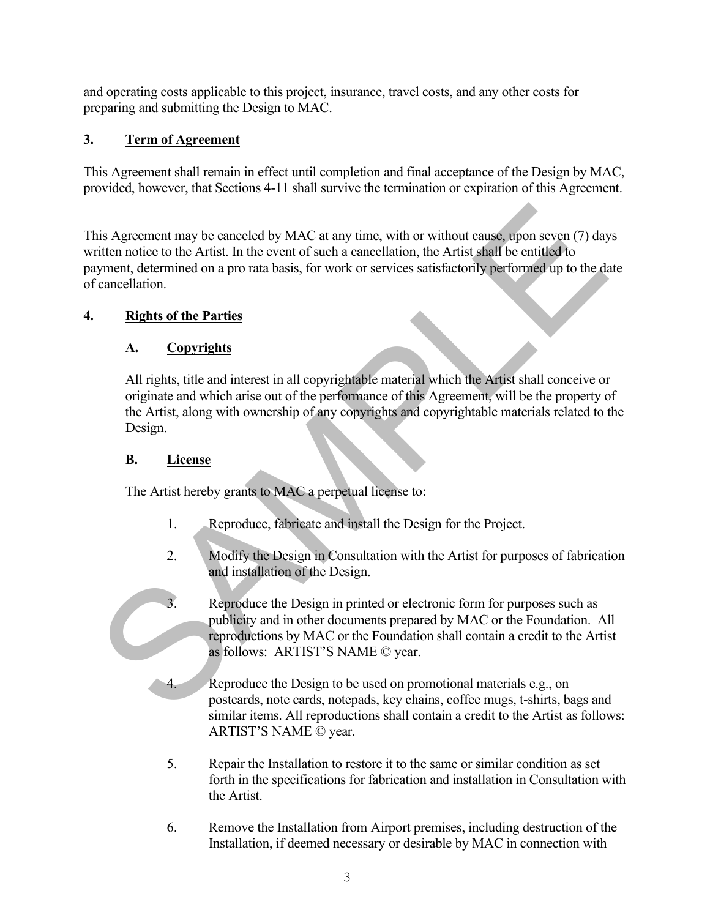and operating costs applicable to this project, insurance, travel costs, and any other costs for preparing and submitting the Design to MAC.

## 3. Term of Agreement

This Agreement shall remain in effect until completion and final acceptance of the Design by MAC, provided, however, that Sections 4-11 shall survive the termination or expiration of this Agreement.

This Agreement may be canceled by MAC at any time, with or without cause, upon seven (7) days written notice to the Artist. In the event of such a cancellation, the Artist shall be entitled to payment, determined on a pro rata basis, for work or services satisfactorily performed up to the date of cancellation.

## 4. Rights of the Parties

### A. Copyrights

All rights, title and interest in all copyrightable material which the Artist shall conceive or originate and which arise out of the performance of this Agreement, will be the property of the Artist, along with ownership of any copyrights and copyrightable materials related to the Design.

### B. License

The Artist hereby grants to MAC a perpetual license to:

1. Reproduce, fabricate and install the Design for the Project.

2. Modify the Design in Consultation with the Artist for purposes of fabrication and installation of the Design.

3. Reproduce the Design in printed or electronic form for purposes such as publicity and in other documents prepared by MAC or the Foundation. All reproductions by MAC or the Foundation shall contain a credit to the Artist as follows: ARTIST'S NAME © year.

4. Reproduce the Design to be used on promotional materials e.g., on postcards, note cards, notepads, key chains, coffee mugs, t-shirts, bags and similar items. All reproductions shall contain a credit to the Artist as follows: ARTIST'S NAME © year.

5. Repair the Installation to restore it to the same or similar condition as set forth in the specifications for fabrication and installation in Consultation with the Artist.

6. Remove the Installation from Airport premises, including destruction of the Installation, if deemed necessary or desirable by MAC in connection with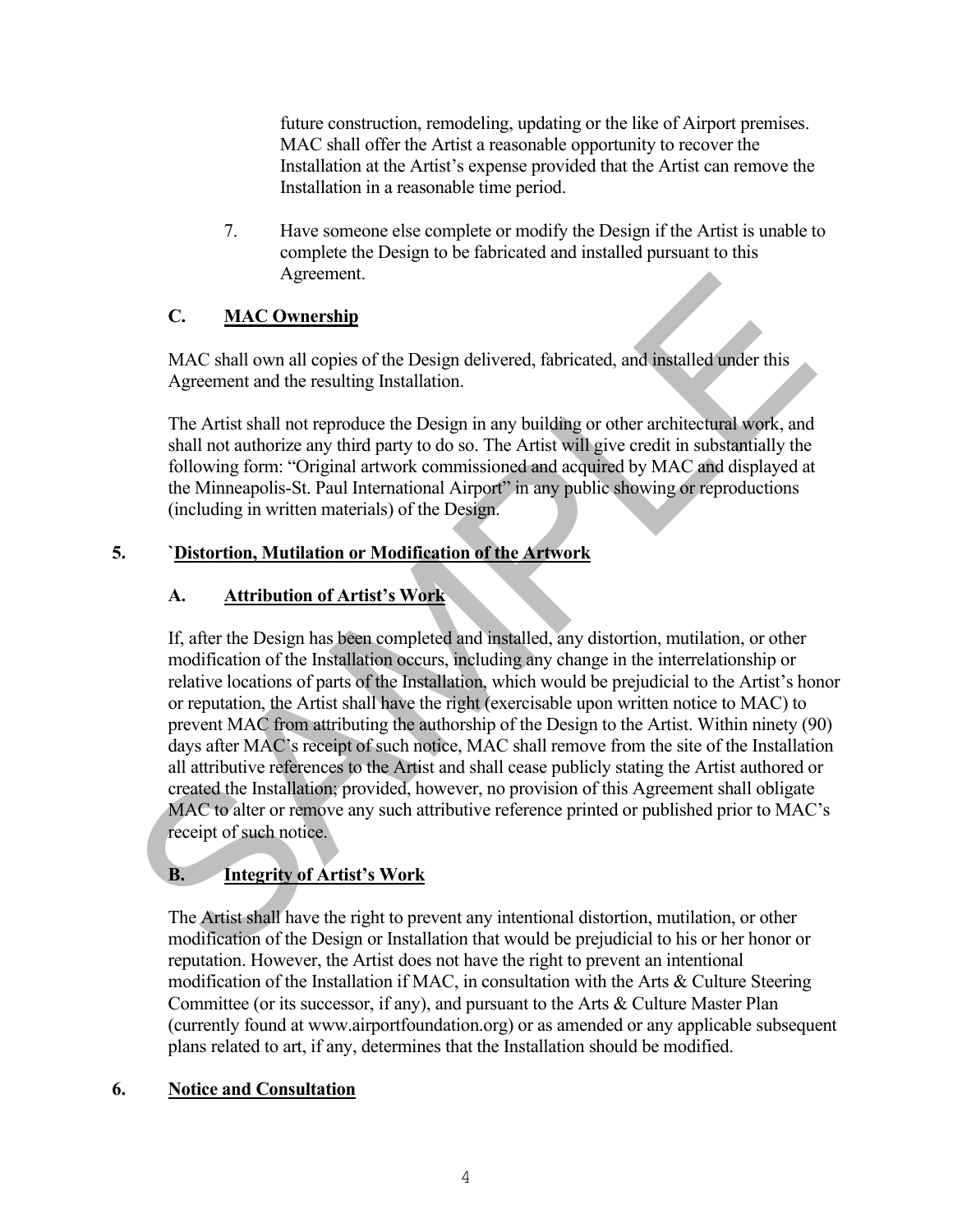future construction, remodeling, updating or the like of Airport premises. MAC shall offer the Artist a reasonable opportunity to recover the Installation at the Artist's expense provided that the Artist can remove the Installation in a reasonable time period.

7. Have someone else complete or modify the Design if the Artist is unable to complete the Design to be fabricated and installed pursuant to this Agreement.

### C. MAC Ownership

MAC shall own all copies of the Design delivered, fabricated, and installed under this Agreement and the resulting Installation.

The Artist shall not reproduce the Design in any building or other architectural work, and shall not authorize any third party to do so. The Artist will give credit in substantially the following form: "Original artwork commissioned and acquired by MAC and displayed at the Minneapolis-St. Paul International Airport" in any public showing or reproductions (including in written materials) of the Design.

## 5. `Distortion, Mutilation or Modification of the Artwork

### A. Attribution of Artist's Work

If, after the Design has been completed and installed, any distortion, mutilation, or other modification of the Installation occurs, including any change in the interrelationship or relative locations of parts of the Installation, which would be prejudicial to the Artist's honor or reputation, the Artist shall have the right (exercisable upon written notice to MAC) to prevent MAC from attributing the authorship of the Design to the Artist. Within ninety (90) days after MAC's receipt of such notice, MAC shall remove from the site of the Installation all attributive references to the Artist and shall cease publicly stating the Artist authored or created the Installation; provided, however, no provision of this Agreement shall obligate MAC to alter or remove any such attributive reference printed or published prior to MAC's receipt of such notice.

### B. Integrity of Artist's Work

The Artist shall have the right to prevent any intentional distortion, mutilation, or other modification of the Design or Installation that would be prejudicial to his or her honor or reputation. However, the Artist does not have the right to prevent an intentional modification of the Installation if MAC, in consultation with the Arts & Culture Steering Committee (or its successor, if any), and pursuant to the Arts & Culture Master Plan (currently found at www.airportfoundation.org) or as amended or any applicable subsequent plans related to art, if any, determines that the Installation should be modified.

## 6. Notice and Consultation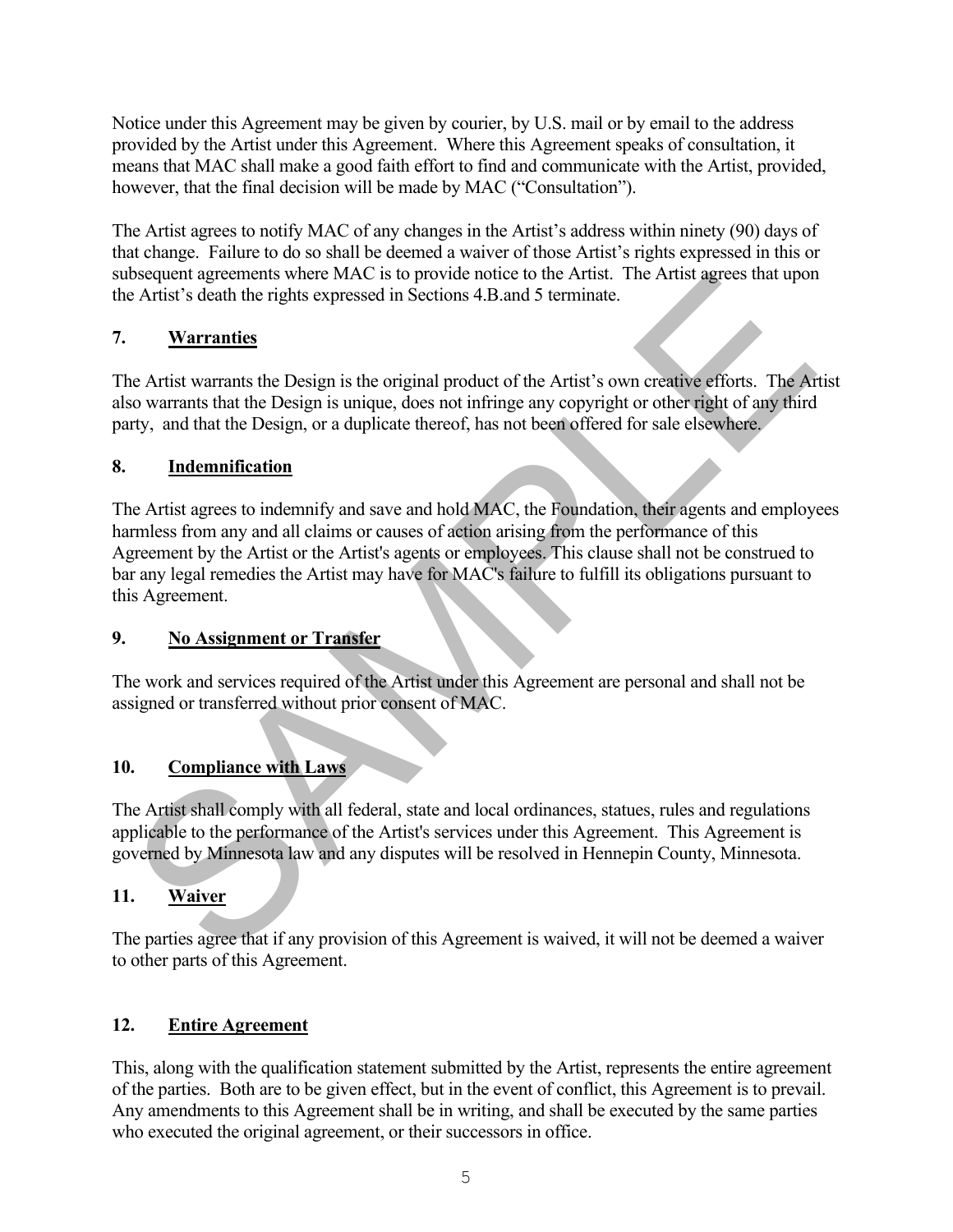Notice under this Agreement may be given by courier, by U.S. mail or by email to the address provided by the Artist under this Agreement. Where this Agreement speaks of consultation, it means that MAC shall make a good faith effort to find and communicate with the Artist, provided, however, that the final decision will be made by MAC ("Consultation").

The Artist agrees to notify MAC of any changes in the Artist's address within ninety (90) days of that change. Failure to do so shall be deemed a waiver of those Artist's rights expressed in this or subsequent agreements where MAC is to provide notice to the Artist. The Artist agrees that upon the Artist's death the rights expressed in Sections 4.B.and 5 terminate.

## 7. Warranties

The Artist warrants the Design is the original product of the Artist's own creative efforts. The Artist also warrants that the Design is unique, does not infringe any copyright or other right of any third party, and that the Design, or a duplicate thereof, has not been offered for sale elsewhere.

## 8. Indemnification

The Artist agrees to indemnify and save and hold MAC, the Foundation, their agents and employees harmless from any and all claims or causes of action arising from the performance of this Agreement by the Artist or the Artist's agents or employees. This clause shall not be construed to bar any legal remedies the Artist may have for MAC's failure to fulfill its obligations pursuant to this Agreement.

## 9. No Assignment or Transfer

The work and services required of the Artist under this Agreement are personal and shall not be assigned or transferred without prior consent of MAC.

## 10. Compliance with Laws

The Artist shall comply with all federal, state and local ordinances, statues, rules and regulations applicable to the performance of the Artist's services under this Agreement. This Agreement is governed by Minnesota law and any disputes will be resolved in Hennepin County, Minnesota.

## 11. Waiver

The parties agree that if any provision of this Agreement is waived, it will not be deemed a waiver to other parts of this Agreement.

## 12. Entire Agreement

This, along with the qualification statement submitted by the Artist, represents the entire agreement of the parties. Both are to be given effect, but in the event of conflict, this Agreement is to prevail. Any amendments to this Agreement shall be in writing, and shall be executed by the same parties who executed the original agreement, or their successors in office.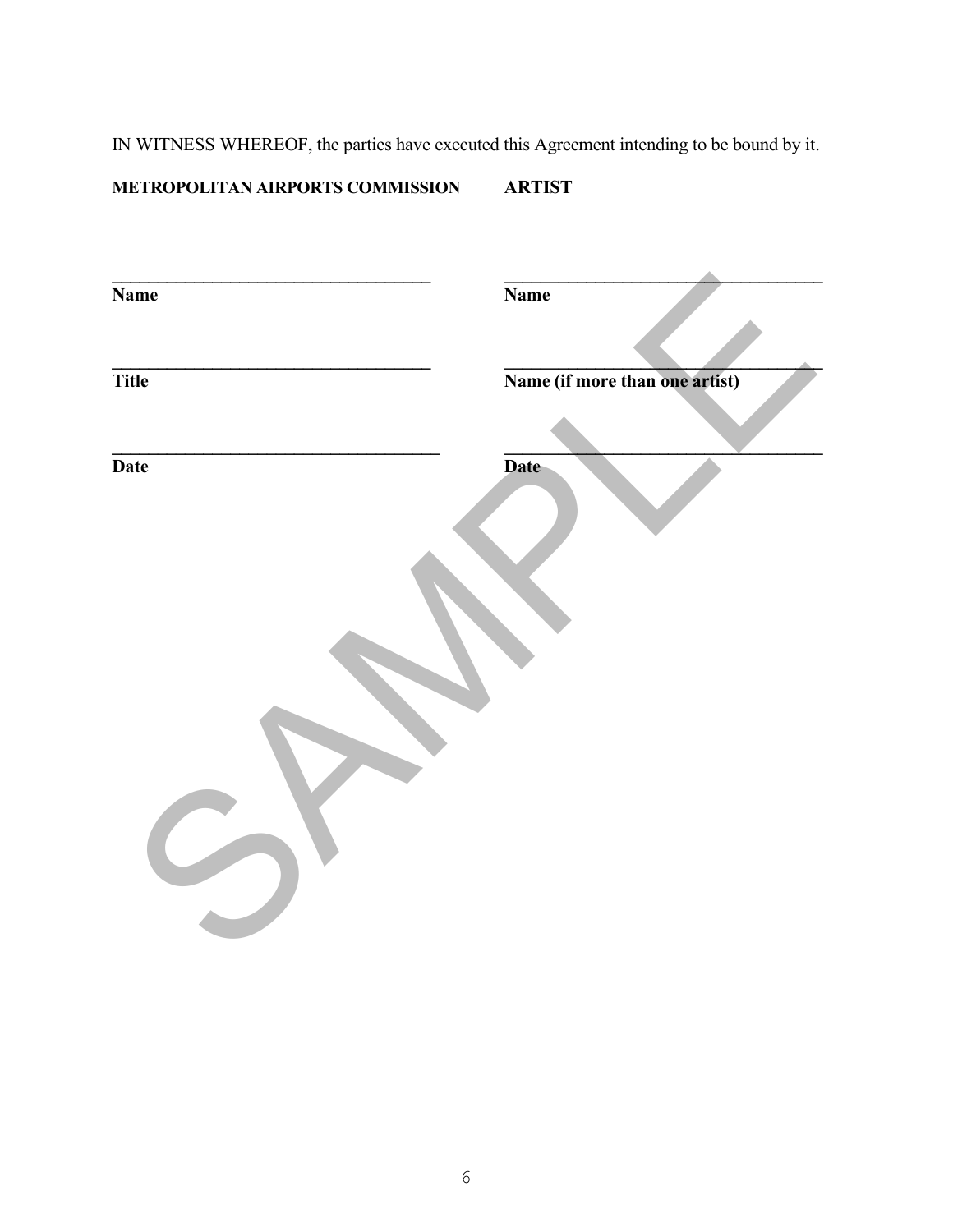IN WITNESS WHEREOF, the parties have executed this Agreement intending to be bound by it.

| **METROPOLITAN AIRPORTS COMMISSION** | **ARTIST** |
| --- | --- |
| ______________________________ | ______________________________ |
| **Name** | **Name** |
| ______________________________ | ______________________________ |
| **Title** | **Name (if more than one artist)** |
| ______________________________ | ______________________________ |
| **Date** | **Date** |

SAMPLE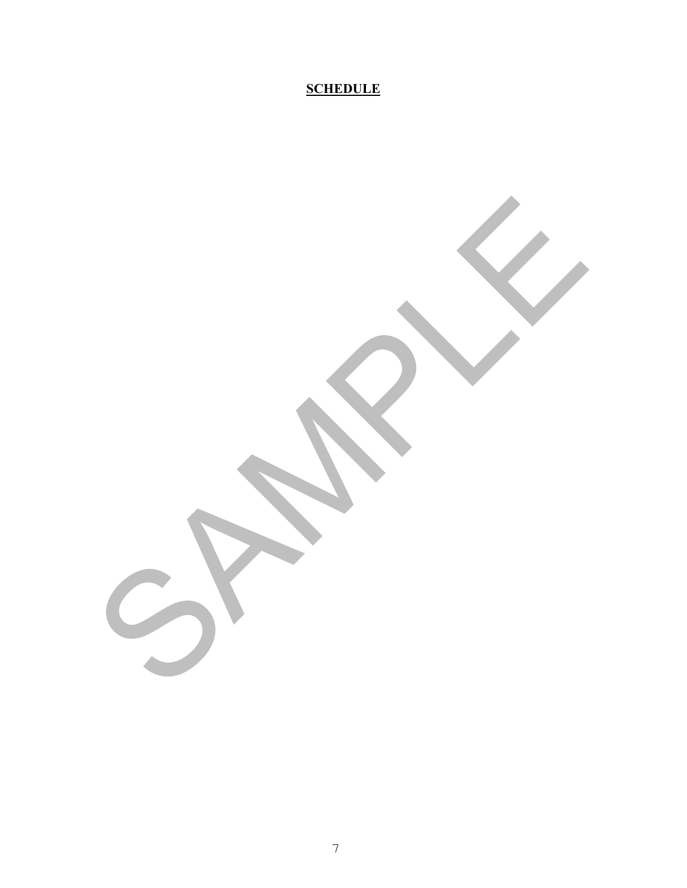## **SCHEDULE**